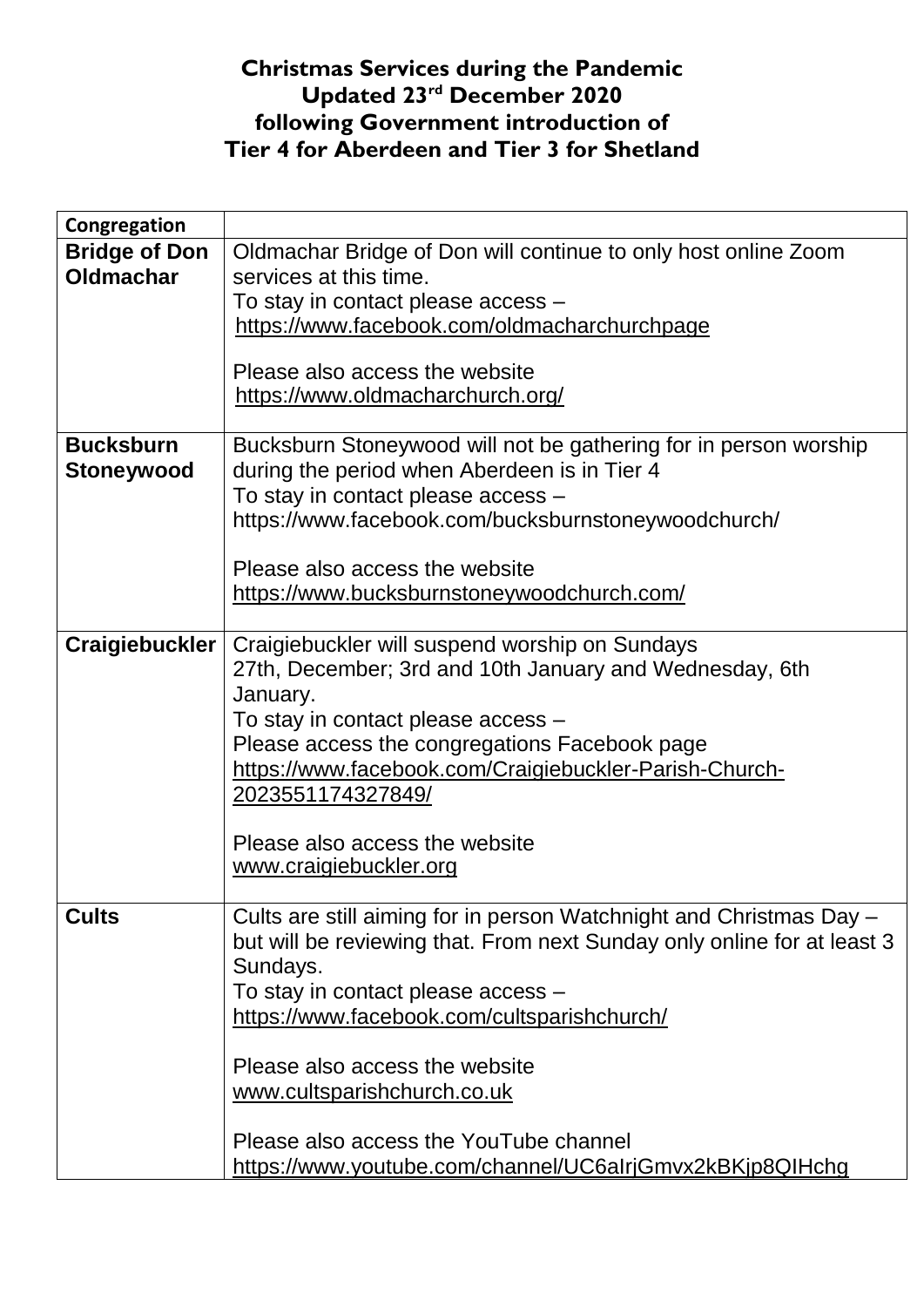# Christmas Services during the Pandemic
# Updated 23rd December 2020
# following Government introduction of
# Tier 4 for Aberdeen and Tier 3 for Shetland

| Congregation | |
|---|---|
| **Bridge of Don Oldmachar** | Oldmachar Bridge of Don will continue to only host online Zoom services at this time.<br>To stay in contact please access –<br>https://www.facebook.com/oldmacharchurchpage<br><br>Please also access the website<br>https://www.oldmacharchurch.org/ |
| **Bucksburn Stoneywood** | Bucksburn Stoneywood will not be gathering for in person worship during the period when Aberdeen is in Tier 4<br>To stay in contact please access –<br>https://www.facebook.com/bucksburnstoneywoodchurch/<br><br>Please also access the website<br>https://www.bucksburnstoneywoodchurch.com/ |
| **Craigiebuckler** | Craigiebuckler will suspend worship on Sundays 27th, December; 3rd and 10th January and Wednesday, 6th January.<br>To stay in contact please access –<br>Please access the congregations Facebook page<br>https://www.facebook.com/Craigiebuckler-Parish-Church-2023551174327849/<br><br>Please also access the website<br>www.craigiebuckler.org |
| **Cults** | Cults are still aiming for in person Watchnight and Christmas Day – but will be reviewing that. From next Sunday only online for at least 3 Sundays.<br>To stay in contact please access –<br>https://www.facebook.com/cultsparishchurch/<br><br>Please also access the website<br>www.cultsparishchurch.co.uk<br><br>Please also access the YouTube channel<br>https://www.youtube.com/channel/UC6aIrjGmvx2kBKjp8QIHchg |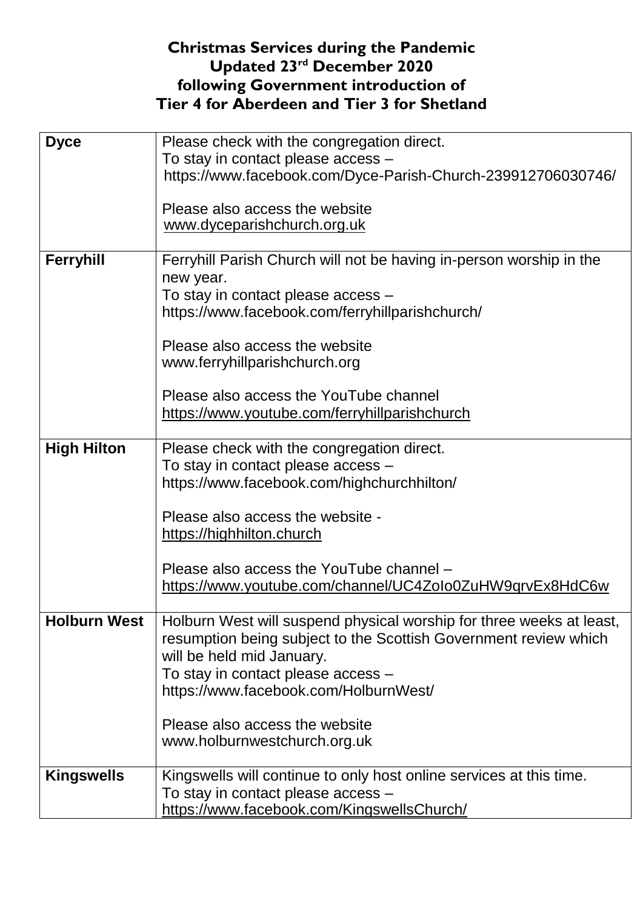**Christmas Services during the Pandemic**
**Updated 23rd December 2020**
**following Government introduction of**
**Tier 4 for Aberdeen and Tier 3 for Shetland**

| | |
|---|---|
| **Dyce** | Please check with the congregation direct.<br>To stay in contact please access –<br>https://www.facebook.com/Dyce-Parish-Church-239912706030746/<br><br>Please also access the website<br>www.dyceparishchurch.org.uk |
| **Ferryhill** | Ferryhill Parish Church will not be having in-person worship in the new year.<br>To stay in contact please access –<br>https://www.facebook.com/ferryhillparishchurch/<br><br>Please also access the website<br>www.ferryhillparishchurch.org<br><br>Please also access the YouTube channel<br>https://www.youtube.com/ferryhillparishchurch |
| **High Hilton** | Please check with the congregation direct.<br>To stay in contact please access –<br>https://www.facebook.com/highchurchhilton/<br><br>Please also access the website -<br>https://highhilton.church<br><br>Please also access the YouTube channel –<br>https://www.youtube.com/channel/UC4ZoIo0ZuHW9qrvEx8HdC6w |
| **Holburn West** | Holburn West will suspend physical worship for three weeks at least, resumption being subject to the Scottish Government review which will be held mid January.<br>To stay in contact please access –<br>https://www.facebook.com/HolburnWest/<br><br>Please also access the website<br>www.holburnwestchurch.org.uk |
| **Kingswells** | Kingswells will continue to only host online services at this time.<br>To stay in contact please access –<br>https://www.facebook.com/KingswellsChurch/ |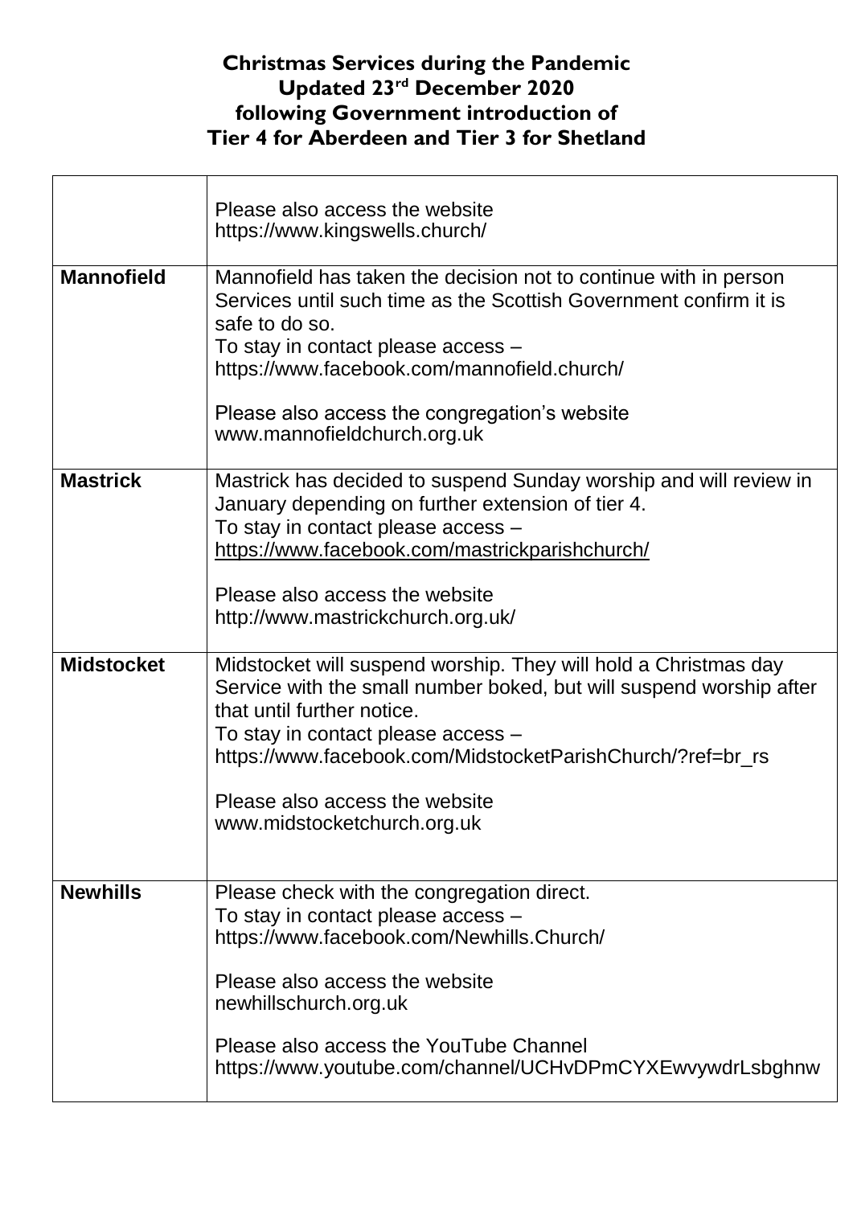**Christmas Services during the Pandemic**
**Updated 23rd December 2020**
**following Government introduction of**
**Tier 4 for Aberdeen and Tier 3 for Shetland**

| | |
|---|---|
| | Please also access the website<br>https://www.kingswells.church/ |
| **Mannofield** | Mannofield has taken the decision not to continue with in person Services until such time as the Scottish Government confirm it is safe to do so.<br>To stay in contact please access –<br>https://www.facebook.com/mannofield.church/<br><br>Please also access the congregation's website<br>www.mannofieldchurch.org.uk |
| **Mastrick** | Mastrick has decided to suspend Sunday worship and will review in January depending on further extension of tier 4.<br>To stay in contact please access –<br>https://www.facebook.com/mastrickparishchurch/<br><br>Please also access the website<br>http://www.mastrickchurch.org.uk/ |
| **Midstocket** | Midstocket will suspend worship. They will hold a Christmas day Service with the small number boked, but will suspend worship after that until further notice.<br>To stay in contact please access –<br>https://www.facebook.com/MidstocketParishChurch/?ref=br_rs<br><br>Please also access the website<br>www.midstocketchurch.org.uk |
| **Newhills** | Please check with the congregation direct.<br>To stay in contact please access –<br>https://www.facebook.com/Newhills.Church/<br><br>Please also access the website<br>newhillschurch.org.uk<br><br>Please also access the YouTube Channel<br>https://www.youtube.com/channel/UCHvDPmCYXEwvywdrLsbghnw |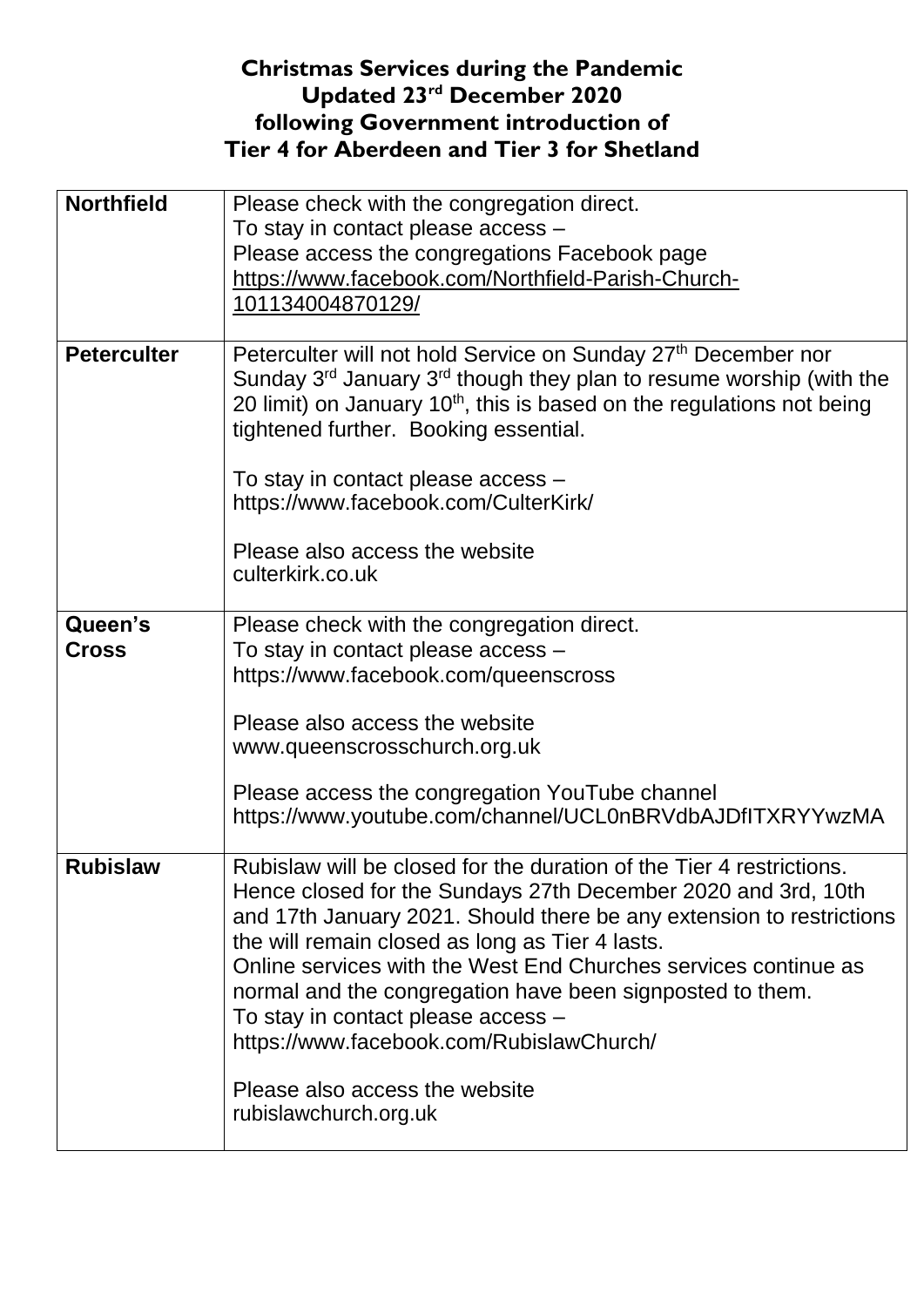**Christmas Services during the Pandemic**
**Updated 23rd December 2020**
**following Government introduction of**
**Tier 4 for Aberdeen and Tier 3 for Shetland**

| | |
|---|---|
| **Northfield** | Please check with the congregation direct.<br>To stay in contact please access –<br>Please access the congregations Facebook page<br>https://www.facebook.com/Northfield-Parish-Church-101134004870129/ |
| **Peterculter** | Peterculter will not hold Service on Sunday 27th December nor Sunday 3rd January 3rd though they plan to resume worship (with the 20 limit) on January 10th, this is based on the regulations not being tightened further. Booking essential.<br><br>To stay in contact please access –<br>https://www.facebook.com/CulterKirk/<br><br>Please also access the website<br>culterkirk.co.uk |
| **Queen's Cross** | Please check with the congregation direct.<br>To stay in contact please access –<br>https://www.facebook.com/queenscross<br><br>Please also access the website<br>www.queenscrosschurch.org.uk<br><br>Please access the congregation YouTube channel<br>https://www.youtube.com/channel/UCL0nBRVdbAJDfITXRYYwzMA |
| **Rubislaw** | Rubislaw will be closed for the duration of the Tier 4 restrictions. Hence closed for the Sundays 27th December 2020 and 3rd, 10th and 17th January 2021. Should there be any extension to restrictions the will remain closed as long as Tier 4 lasts.<br>Online services with the West End Churches services continue as normal and the congregation have been signposted to them.<br>To stay in contact please access –<br>https://www.facebook.com/RubislawChurch/<br><br>Please also access the website<br>rubislawchurch.org.uk |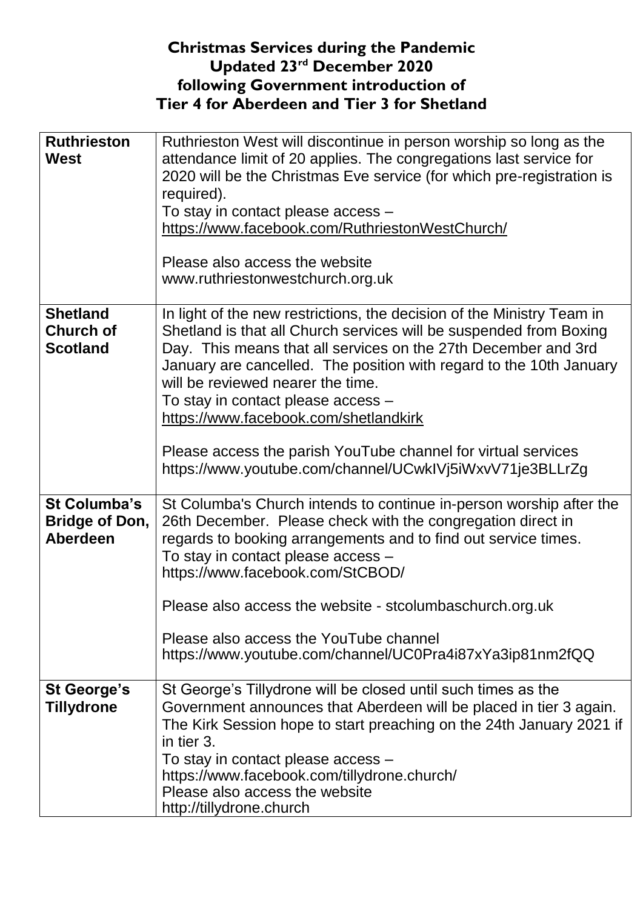**Christmas Services during the Pandemic**
**Updated 23rd December 2020**
**following Government introduction of**
**Tier 4 for Aberdeen and Tier 3 for Shetland**

| | |
|---|---|
| **Ruthrieston West** | Ruthrieston West will discontinue in person worship so long as the attendance limit of 20 applies. The congregations last service for 2020 will be the Christmas Eve service (for which pre-registration is required).<br>To stay in contact please access –<br>https://www.facebook.com/RuthriestonWestChurch/<br><br>Please also access the website<br>www.ruthriestonwestchurch.org.uk |
| **Shetland Church of Scotland** | In light of the new restrictions, the decision of the Ministry Team in Shetland is that all Church services will be suspended from Boxing Day. This means that all services on the 27th December and 3rd January are cancelled. The position with regard to the 10th January will be reviewed nearer the time.<br>To stay in contact please access –<br>https://www.facebook.com/shetlandkirk<br><br>Please access the parish YouTube channel for virtual services<br>https://www.youtube.com/channel/UCwkIVj5iWxvV71je3BLLrZg |
| **St Columba's Bridge of Don, Aberdeen** | St Columba's Church intends to continue in-person worship after the 26th December. Please check with the congregation direct in regards to booking arrangements and to find out service times.<br>To stay in contact please access –<br>https://www.facebook.com/StCBOD/<br><br>Please also access the website - stcolumbaschurch.org.uk<br><br>Please also access the YouTube channel<br>https://www.youtube.com/channel/UC0Pra4i87xYa3ip81nm2fQQ |
| **St George's Tillydrone** | St George's Tillydrone will be closed until such times as the Government announces that Aberdeen will be placed in tier 3 again. The Kirk Session hope to start preaching on the 24th January 2021 if in tier 3.<br>To stay in contact please access –<br>https://www.facebook.com/tillydrone.church/<br>Please also access the website<br>http://tillydrone.church |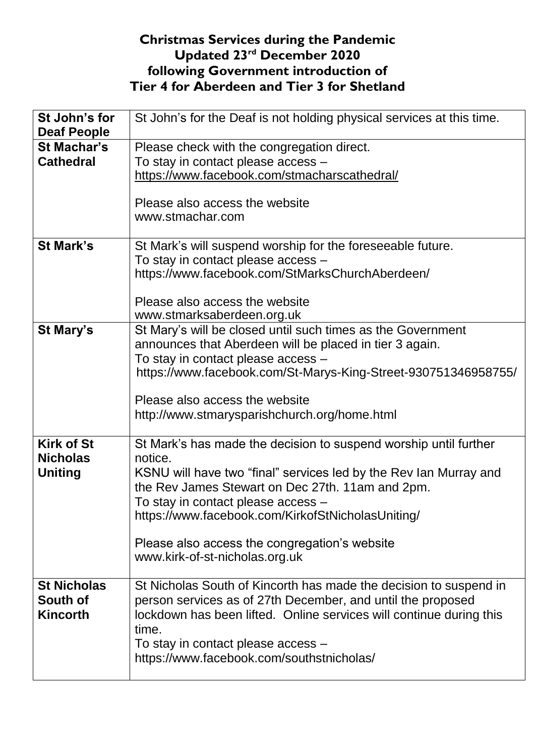**Christmas Services during the Pandemic**
**Updated 23rd December 2020**
**following Government introduction of**
**Tier 4 for Aberdeen and Tier 3 for Shetland**

| | |
|---|---|
| **St John's for Deaf People** | St John's for the Deaf is not holding physical services at this time. |
| **St Machar's Cathedral** | Please check with the congregation direct.<br>To stay in contact please access –<br>https://www.facebook.com/stmacharscathedral/<br><br>Please also access the website<br>www.stmachar.com |
| **St Mark's** | St Mark's will suspend worship for the foreseeable future.<br>To stay in contact please access –<br>https://www.facebook.com/StMarksChurchAberdeen/<br><br>Please also access the website<br>www.stmarksaberdeen.org.uk |
| **St Mary's** | St Mary's will be closed until such times as the Government announces that Aberdeen will be placed in tier 3 again.<br>To stay in contact please access –<br>https://www.facebook.com/St-Marys-King-Street-930751346958755/<br><br>Please also access the website<br>http://www.stmarysparishchurch.org/home.html |
| **Kirk of St Nicholas Uniting** | St Mark's has made the decision to suspend worship until further notice.<br>KSNU will have two "final" services led by the Rev Ian Murray and the Rev James Stewart on Dec 27th. 11am and 2pm.<br>To stay in contact please access –<br>https://www.facebook.com/KirkofStNicholasUniting/<br><br>Please also access the congregation's website<br>www.kirk-of-st-nicholas.org.uk |
| **St Nicholas South of Kincorth** | St Nicholas South of Kincorth has made the decision to suspend in person services as of 27th December, and until the proposed lockdown has been lifted. Online services will continue during this time.<br>To stay in contact please access –<br>https://www.facebook.com/southstnicholas/ |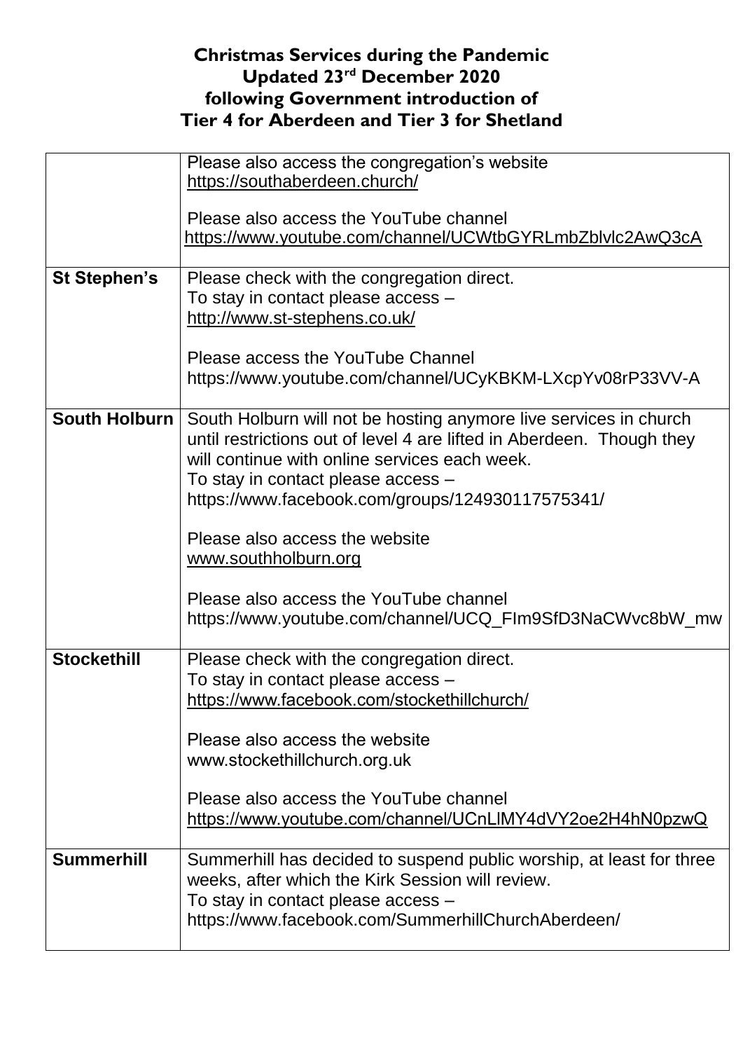# Christmas Services during the Pandemic Updated 23rd December 2020 following Government introduction of Tier 4 for Aberdeen and Tier 3 for Shetland

| | |
|---|---|
| | Please also access the congregation's website https://southaberdeen.church/<br><br>Please also access the YouTube channel https://www.youtube.com/channel/UCWtbGYRLmbZblvlc2AwQ3cA |
| **St Stephen's** | Please check with the congregation direct.<br>To stay in contact please access – http://www.st-stephens.co.uk/<br><br>Please access the YouTube Channel https://www.youtube.com/channel/UCyKBKM-LXcpYv08rP33VV-A |
| **South Holburn** | South Holburn will not be hosting anymore live services in church until restrictions out of level 4 are lifted in Aberdeen. Though they will continue with online services each week.<br>To stay in contact please access – https://www.facebook.com/groups/124930117575341/<br><br>Please also access the website www.southholburn.org<br><br>Please also access the YouTube channel https://www.youtube.com/channel/UCQ_FIm9SfD3NaCWvc8bW_mw |
| **Stockethill** | Please check with the congregation direct.<br>To stay in contact please access – https://www.facebook.com/stockethillchurch/<br><br>Please also access the website www.stockethillchurch.org.uk<br><br>Please also access the YouTube channel https://www.youtube.com/channel/UCnLlMY4dVY2oe2H4hN0pzwQ |
| **Summerhill** | Summerhill has decided to suspend public worship, at least for three weeks, after which the Kirk Session will review.<br>To stay in contact please access – https://www.facebook.com/SummerhillChurchAberdeen/ |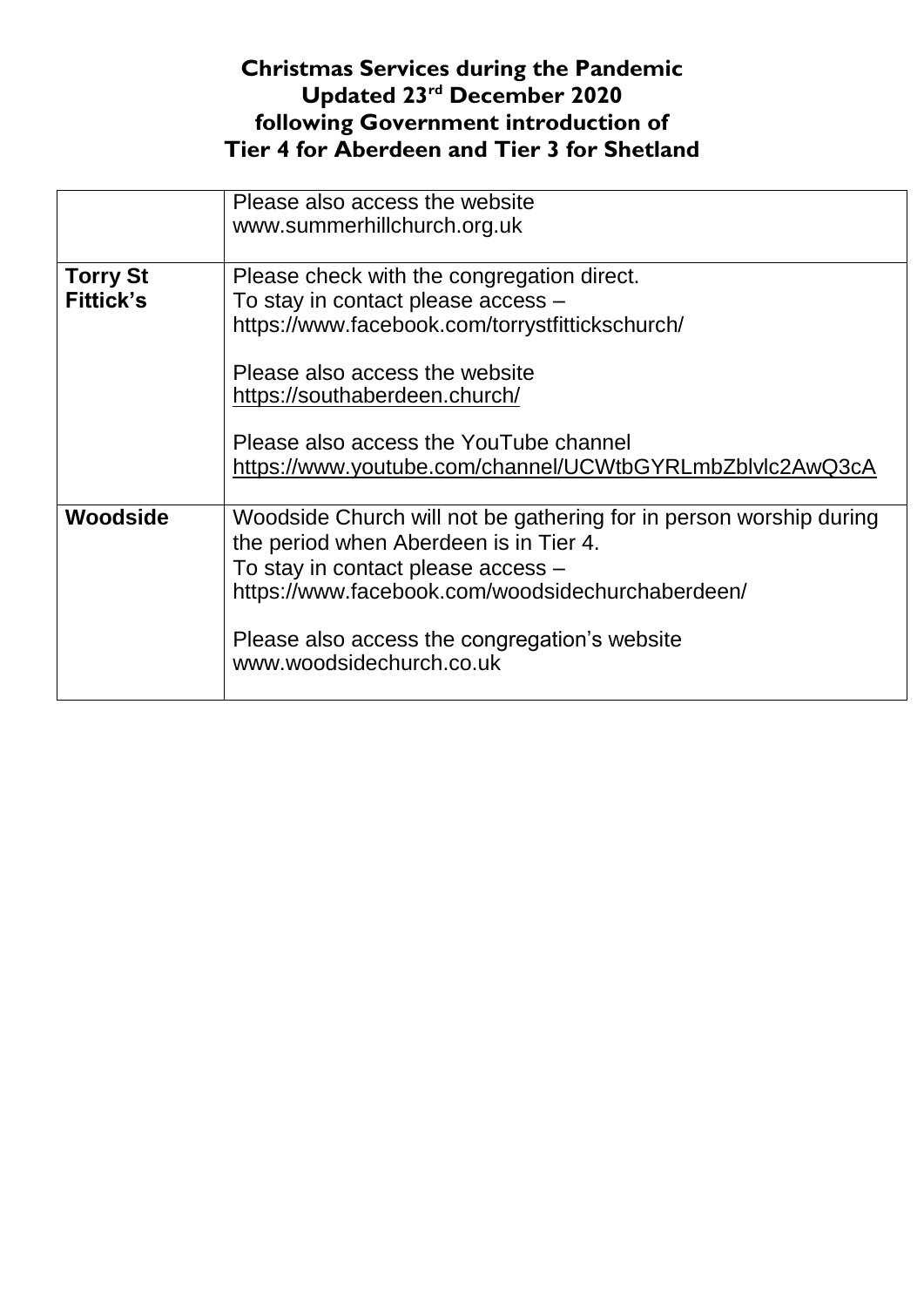**Christmas Services during the Pandemic**
**Updated 23rd December 2020**
**following Government introduction of**
**Tier 4 for Aberdeen and Tier 3 for Shetland**

| | |
|---|---|
| | Please also access the website<br>www.summerhillchurch.org.uk |
| **Torry St Fittick's** | Please check with the congregation direct.<br>To stay in contact please access –<br>https://www.facebook.com/torrystfittickschurch/<br><br>Please also access the website<br>https://southaberdeen.church/<br><br>Please also access the YouTube channel<br>https://www.youtube.com/channel/UCWtbGYRLmbZblvlc2AwQ3cA |
| **Woodside** | Woodside Church will not be gathering for in person worship during the period when Aberdeen is in Tier 4.<br>To stay in contact please access –<br>https://www.facebook.com/woodsidechurchaberdeen/<br><br>Please also access the congregation's website<br>www.woodsidechurch.co.uk |